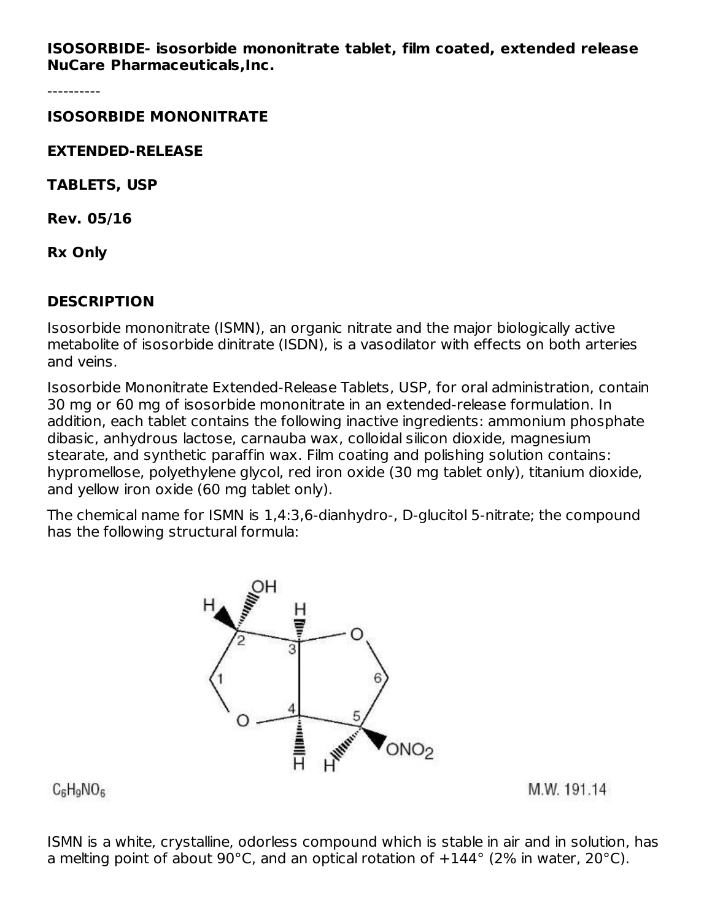**ISOSORBIDE- isosorbide mononitrate tablet, film coated, extended release**
**NuCare Pharmaceuticals,Inc.**

----------

**ISOSORBIDE MONONITRATE**

**EXTENDED-RELEASE**

**TABLETS, USP**

**Rev. 05/16**

**Rx Only**

## DESCRIPTION

Isosorbide mononitrate (ISMN), an organic nitrate and the major biologically active metabolite of isosorbide dinitrate (ISDN), is a vasodilator with effects on both arteries and veins.

Isosorbide Mononitrate Extended-Release Tablets, USP, for oral administration, contain 30 mg or 60 mg of isosorbide mononitrate in an extended-release formulation. In addition, each tablet contains the following inactive ingredients: ammonium phosphate dibasic, anhydrous lactose, carnauba wax, colloidal silicon dioxide, magnesium stearate, and synthetic paraffin wax. Film coating and polishing solution contains: hypromellose, polyethylene glycol, red iron oxide (30 mg tablet only), titanium dioxide, and yellow iron oxide (60 mg tablet only).

The chemical name for ISMN is 1,4:3,6-dianhydro-, D-glucitol 5-nitrate; the compound has the following structural formula:

$C_6H_9NO_6$ M.W. 191.14

ISMN is a white, crystalline, odorless compound which is stable in air and in solution, has a melting point of about 90°C, and an optical rotation of +144° (2% in water, 20°C).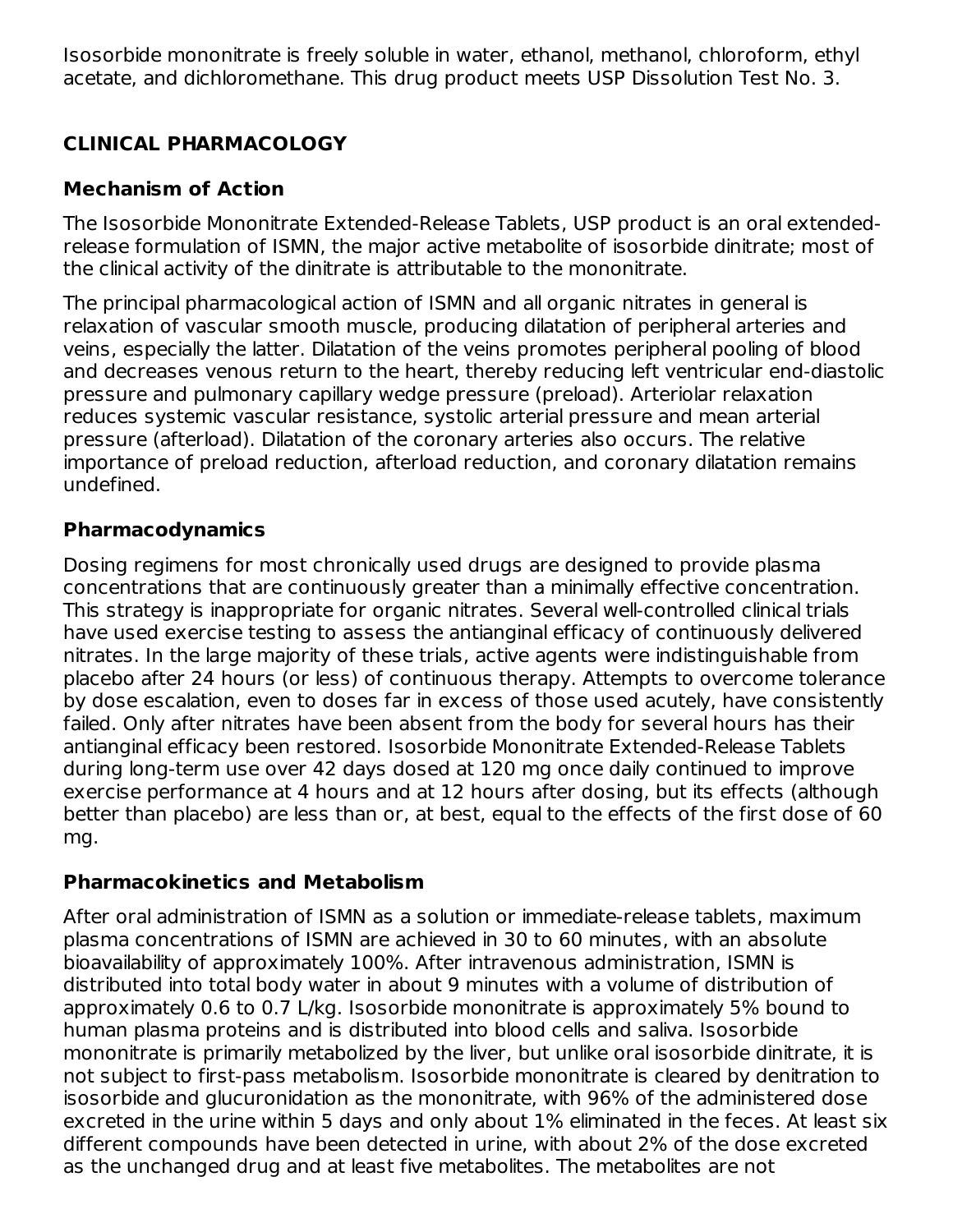Isosorbide mononitrate is freely soluble in water, ethanol, methanol, chloroform, ethyl acetate, and dichloromethane. This drug product meets USP Dissolution Test No. 3.

## CLINICAL PHARMACOLOGY

### Mechanism of Action

The Isosorbide Mononitrate Extended-Release Tablets, USP product is an oral extended-release formulation of ISMN, the major active metabolite of isosorbide dinitrate; most of the clinical activity of the dinitrate is attributable to the mononitrate.

The principal pharmacological action of ISMN and all organic nitrates in general is relaxation of vascular smooth muscle, producing dilatation of peripheral arteries and veins, especially the latter. Dilatation of the veins promotes peripheral pooling of blood and decreases venous return to the heart, thereby reducing left ventricular end-diastolic pressure and pulmonary capillary wedge pressure (preload). Arteriolar relaxation reduces systemic vascular resistance, systolic arterial pressure and mean arterial pressure (afterload). Dilatation of the coronary arteries also occurs. The relative importance of preload reduction, afterload reduction, and coronary dilatation remains undefined.

### Pharmacodynamics

Dosing regimens for most chronically used drugs are designed to provide plasma concentrations that are continuously greater than a minimally effective concentration. This strategy is inappropriate for organic nitrates. Several well-controlled clinical trials have used exercise testing to assess the antianginal efficacy of continuously delivered nitrates. In the large majority of these trials, active agents were indistinguishable from placebo after 24 hours (or less) of continuous therapy. Attempts to overcome tolerance by dose escalation, even to doses far in excess of those used acutely, have consistently failed. Only after nitrates have been absent from the body for several hours has their antianginal efficacy been restored. Isosorbide Mononitrate Extended-Release Tablets during long-term use over 42 days dosed at 120 mg once daily continued to improve exercise performance at 4 hours and at 12 hours after dosing, but its effects (although better than placebo) are less than or, at best, equal to the effects of the first dose of 60 mg.

### Pharmacokinetics and Metabolism

After oral administration of ISMN as a solution or immediate-release tablets, maximum plasma concentrations of ISMN are achieved in 30 to 60 minutes, with an absolute bioavailability of approximately 100%. After intravenous administration, ISMN is distributed into total body water in about 9 minutes with a volume of distribution of approximately 0.6 to 0.7 L/kg. Isosorbide mononitrate is approximately 5% bound to human plasma proteins and is distributed into blood cells and saliva. Isosorbide mononitrate is primarily metabolized by the liver, but unlike oral isosorbide dinitrate, it is not subject to first-pass metabolism. Isosorbide mononitrate is cleared by denitration to isosorbide and glucuronidation as the mononitrate, with 96% of the administered dose excreted in the urine within 5 days and only about 1% eliminated in the feces. At least six different compounds have been detected in urine, with about 2% of the dose excreted as the unchanged drug and at least five metabolites. The metabolites are not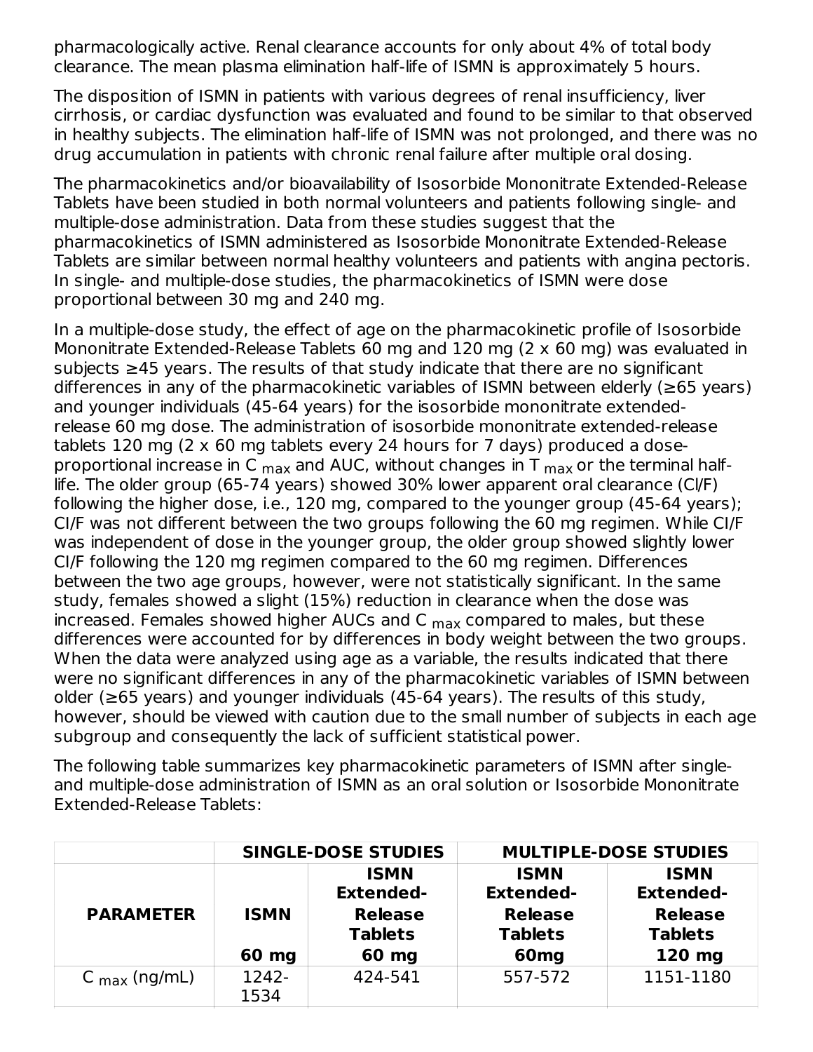pharmacologically active. Renal clearance accounts for only about 4% of total body clearance. The mean plasma elimination half-life of ISMN is approximately 5 hours.

The disposition of ISMN in patients with various degrees of renal insufficiency, liver cirrhosis, or cardiac dysfunction was evaluated and found to be similar to that observed in healthy subjects. The elimination half-life of ISMN was not prolonged, and there was no drug accumulation in patients with chronic renal failure after multiple oral dosing.

The pharmacokinetics and/or bioavailability of Isosorbide Mononitrate Extended-Release Tablets have been studied in both normal volunteers and patients following single- and multiple-dose administration. Data from these studies suggest that the pharmacokinetics of ISMN administered as Isosorbide Mononitrate Extended-Release Tablets are similar between normal healthy volunteers and patients with angina pectoris. In single- and multiple-dose studies, the pharmacokinetics of ISMN were dose proportional between 30 mg and 240 mg.

In a multiple-dose study, the effect of age on the pharmacokinetic profile of Isosorbide Mononitrate Extended-Release Tablets 60 mg and 120 mg (2 x 60 mg) was evaluated in subjects ≥45 years. The results of that study indicate that there are no significant differences in any of the pharmacokinetic variables of ISMN between elderly (≥65 years) and younger individuals (45-64 years) for the isosorbide mononitrate extended-release 60 mg dose. The administration of isosorbide mononitrate extended-release tablets 120 mg (2 x 60 mg tablets every 24 hours for 7 days) produced a dose-proportional increase in $C_{max}$ and AUC, without changes in $T_{max}$ or the terminal half-life. The older group (65-74 years) showed 30% lower apparent oral clearance (Cl/F) following the higher dose, i.e., 120 mg, compared to the younger group (45-64 years); Cl/F was not different between the two groups following the 60 mg regimen. While Cl/F was independent of dose in the younger group, the older group showed slightly lower Cl/F following the 120 mg regimen compared to the 60 mg regimen. Differences between the two age groups, however, were not statistically significant. In the same study, females showed a slight (15%) reduction in clearance when the dose was increased. Females showed higher AUCs and $C_{max}$ compared to males, but these differences were accounted for by differences in body weight between the two groups. When the data were analyzed using age as a variable, the results indicated that there were no significant differences in any of the pharmacokinetic variables of ISMN between older (≥65 years) and younger individuals (45-64 years). The results of this study, however, should be viewed with caution due to the small number of subjects in each age subgroup and consequently the lack of sufficient statistical power.

The following table summarizes key pharmacokinetic parameters of ISMN after single- and multiple-dose administration of ISMN as an oral solution or Isosorbide Mononitrate Extended-Release Tablets:

| | **SINGLE-DOSE STUDIES** | | **MULTIPLE-DOSE STUDIES** | |
|---|---|---|---|---|
| **PARAMETER** | **ISMN 60 mg** | **ISMN Extended-Release Tablets 60 mg** | **ISMN Extended-Release Tablets 60mg** | **ISMN Extended-Release Tablets 120 mg** |
| $C_{max}$ (ng/mL) | 1242-1534 | 424-541 | 557-572 | 1151-1180 |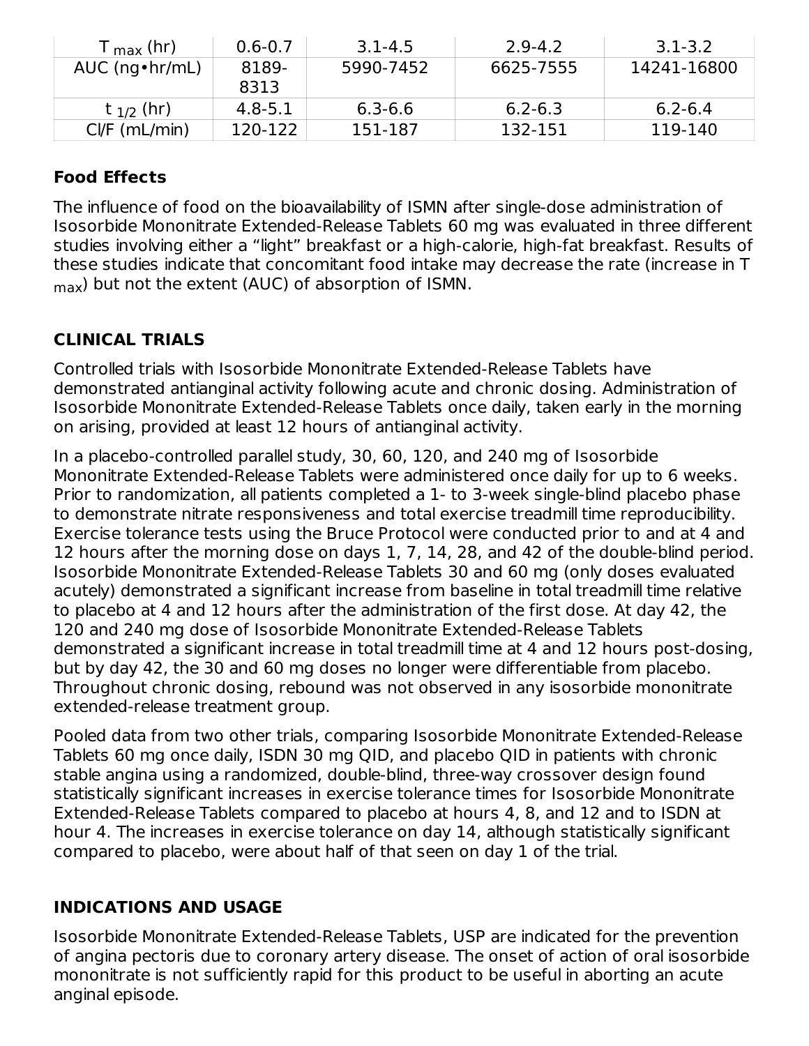| $T_{max}$ (hr) | 0.6-0.7 | 3.1-4.5 | 2.9-4.2 | 3.1-3.2 |
|---|---|---|---|---|
| AUC (ng•hr/mL) | 8189-8313 | 5990-7452 | 6625-7555 | 14241-16800 |
| $t_{1/2}$ (hr) | 4.8-5.1 | 6.3-6.6 | 6.2-6.3 | 6.2-6.4 |
| Cl/F (mL/min) | 120-122 | 151-187 | 132-151 | 119-140 |

### Food Effects

The influence of food on the bioavailability of ISMN after single-dose administration of Isosorbide Mononitrate Extended-Release Tablets 60 mg was evaluated in three different studies involving either a "light" breakfast or a high-calorie, high-fat breakfast. Results of these studies indicate that concomitant food intake may decrease the rate (increase in $T_{max}$) but not the extent (AUC) of absorption of ISMN.

## CLINICAL TRIALS

Controlled trials with Isosorbide Mononitrate Extended-Release Tablets have demonstrated antianginal activity following acute and chronic dosing. Administration of Isosorbide Mononitrate Extended-Release Tablets once daily, taken early in the morning on arising, provided at least 12 hours of antianginal activity.

In a placebo-controlled parallel study, 30, 60, 120, and 240 mg of Isosorbide Mononitrate Extended-Release Tablets were administered once daily for up to 6 weeks. Prior to randomization, all patients completed a 1- to 3-week single-blind placebo phase to demonstrate nitrate responsiveness and total exercise treadmill time reproducibility. Exercise tolerance tests using the Bruce Protocol were conducted prior to and at 4 and 12 hours after the morning dose on days 1, 7, 14, 28, and 42 of the double-blind period. Isosorbide Mononitrate Extended-Release Tablets 30 and 60 mg (only doses evaluated acutely) demonstrated a significant increase from baseline in total treadmill time relative to placebo at 4 and 12 hours after the administration of the first dose. At day 42, the 120 and 240 mg dose of Isosorbide Mononitrate Extended-Release Tablets demonstrated a significant increase in total treadmill time at 4 and 12 hours post-dosing, but by day 42, the 30 and 60 mg doses no longer were differentiable from placebo. Throughout chronic dosing, rebound was not observed in any isosorbide mononitrate extended-release treatment group.

Pooled data from two other trials, comparing Isosorbide Mononitrate Extended-Release Tablets 60 mg once daily, ISDN 30 mg QID, and placebo QID in patients with chronic stable angina using a randomized, double-blind, three-way crossover design found statistically significant increases in exercise tolerance times for Isosorbide Mononitrate Extended-Release Tablets compared to placebo at hours 4, 8, and 12 and to ISDN at hour 4. The increases in exercise tolerance on day 14, although statistically significant compared to placebo, were about half of that seen on day 1 of the trial.

## INDICATIONS AND USAGE

Isosorbide Mononitrate Extended-Release Tablets, USP are indicated for the prevention of angina pectoris due to coronary artery disease. The onset of action of oral isosorbide mononitrate is not sufficiently rapid for this product to be useful in aborting an acute anginal episode.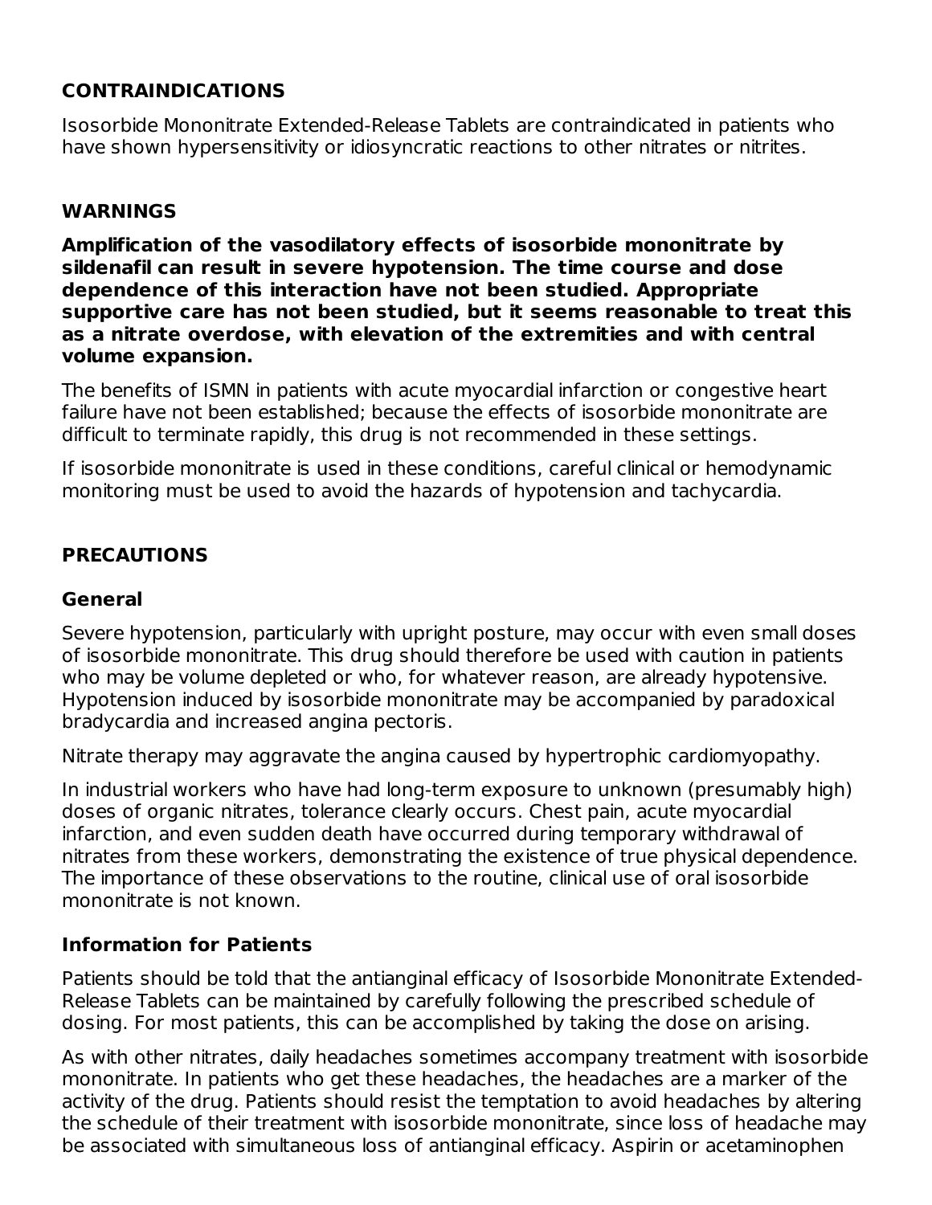## CONTRAINDICATIONS

Isosorbide Mononitrate Extended-Release Tablets are contraindicated in patients who have shown hypersensitivity or idiosyncratic reactions to other nitrates or nitrites.

## WARNINGS

**Amplification of the vasodilatory effects of isosorbide mononitrate by sildenafil can result in severe hypotension. The time course and dose dependence of this interaction have not been studied. Appropriate supportive care has not been studied, but it seems reasonable to treat this as a nitrate overdose, with elevation of the extremities and with central volume expansion.**

The benefits of ISMN in patients with acute myocardial infarction or congestive heart failure have not been established; because the effects of isosorbide mononitrate are difficult to terminate rapidly, this drug is not recommended in these settings.

If isosorbide mononitrate is used in these conditions, careful clinical or hemodynamic monitoring must be used to avoid the hazards of hypotension and tachycardia.

## PRECAUTIONS

### General

Severe hypotension, particularly with upright posture, may occur with even small doses of isosorbide mononitrate. This drug should therefore be used with caution in patients who may be volume depleted or who, for whatever reason, are already hypotensive. Hypotension induced by isosorbide mononitrate may be accompanied by paradoxical bradycardia and increased angina pectoris.

Nitrate therapy may aggravate the angina caused by hypertrophic cardiomyopathy.

In industrial workers who have had long-term exposure to unknown (presumably high) doses of organic nitrates, tolerance clearly occurs. Chest pain, acute myocardial infarction, and even sudden death have occurred during temporary withdrawal of nitrates from these workers, demonstrating the existence of true physical dependence. The importance of these observations to the routine, clinical use of oral isosorbide mononitrate is not known.

### Information for Patients

Patients should be told that the antianginal efficacy of Isosorbide Mononitrate Extended-Release Tablets can be maintained by carefully following the prescribed schedule of dosing. For most patients, this can be accomplished by taking the dose on arising.

As with other nitrates, daily headaches sometimes accompany treatment with isosorbide mononitrate. In patients who get these headaches, the headaches are a marker of the activity of the drug. Patients should resist the temptation to avoid headaches by altering the schedule of their treatment with isosorbide mononitrate, since loss of headache may be associated with simultaneous loss of antianginal efficacy. Aspirin or acetaminophen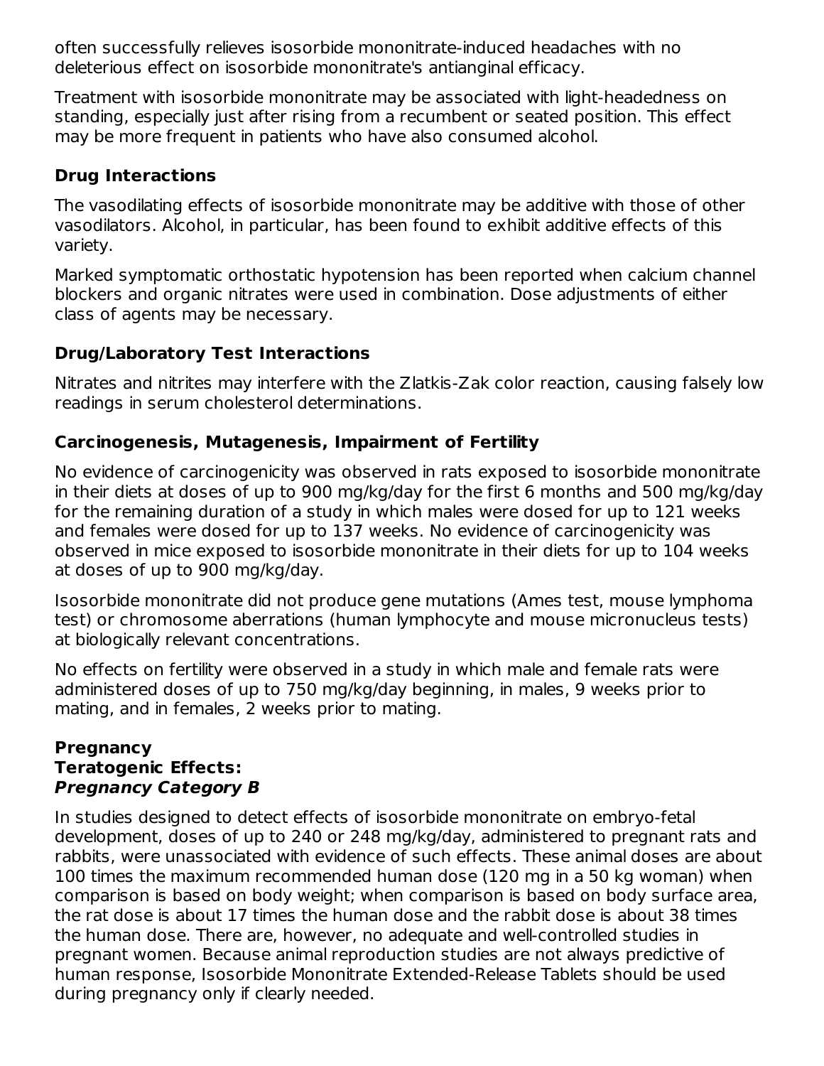often successfully relieves isosorbide mononitrate-induced headaches with no deleterious effect on isosorbide mononitrate's antianginal efficacy.

Treatment with isosorbide mononitrate may be associated with light-headedness on standing, especially just after rising from a recumbent or seated position. This effect may be more frequent in patients who have also consumed alcohol.

### Drug Interactions

The vasodilating effects of isosorbide mononitrate may be additive with those of other vasodilators. Alcohol, in particular, has been found to exhibit additive effects of this variety.

Marked symptomatic orthostatic hypotension has been reported when calcium channel blockers and organic nitrates were used in combination. Dose adjustments of either class of agents may be necessary.

### Drug/Laboratory Test Interactions

Nitrates and nitrites may interfere with the Zlatkis-Zak color reaction, causing falsely low readings in serum cholesterol determinations.

### Carcinogenesis, Mutagenesis, Impairment of Fertility

No evidence of carcinogenicity was observed in rats exposed to isosorbide mononitrate in their diets at doses of up to 900 mg/kg/day for the first 6 months and 500 mg/kg/day for the remaining duration of a study in which males were dosed for up to 121 weeks and females were dosed for up to 137 weeks. No evidence of carcinogenicity was observed in mice exposed to isosorbide mononitrate in their diets for up to 104 weeks at doses of up to 900 mg/kg/day.

Isosorbide mononitrate did not produce gene mutations (Ames test, mouse lymphoma test) or chromosome aberrations (human lymphocyte and mouse micronucleus tests) at biologically relevant concentrations.

No effects on fertility were observed in a study in which male and female rats were administered doses of up to 750 mg/kg/day beginning, in males, 9 weeks prior to mating, and in females, 2 weeks prior to mating.

### Pregnancy

**Teratogenic Effects:**

***Pregnancy Category B***

In studies designed to detect effects of isosorbide mononitrate on embryo-fetal development, doses of up to 240 or 248 mg/kg/day, administered to pregnant rats and rabbits, were unassociated with evidence of such effects. These animal doses are about 100 times the maximum recommended human dose (120 mg in a 50 kg woman) when comparison is based on body weight; when comparison is based on body surface area, the rat dose is about 17 times the human dose and the rabbit dose is about 38 times the human dose. There are, however, no adequate and well-controlled studies in pregnant women. Because animal reproduction studies are not always predictive of human response, Isosorbide Mononitrate Extended-Release Tablets should be used during pregnancy only if clearly needed.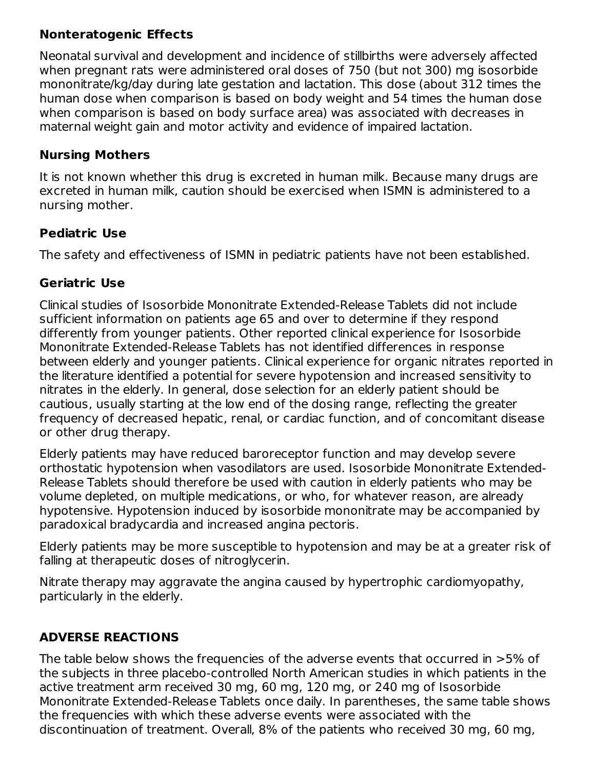### Nonteratogenic Effects

Neonatal survival and development and incidence of stillbirths were adversely affected when pregnant rats were administered oral doses of 750 (but not 300) mg isosorbide mononitrate/kg/day during late gestation and lactation. This dose (about 312 times the human dose when comparison is based on body weight and 54 times the human dose when comparison is based on body surface area) was associated with decreases in maternal weight gain and motor activity and evidence of impaired lactation.

### Nursing Mothers

It is not known whether this drug is excreted in human milk. Because many drugs are excreted in human milk, caution should be exercised when ISMN is administered to a nursing mother.

### Pediatric Use

The safety and effectiveness of ISMN in pediatric patients have not been established.

### Geriatric Use

Clinical studies of Isosorbide Mononitrate Extended-Release Tablets did not include sufficient information on patients age 65 and over to determine if they respond differently from younger patients. Other reported clinical experience for Isosorbide Mononitrate Extended-Release Tablets has not identified differences in response between elderly and younger patients. Clinical experience for organic nitrates reported in the literature identified a potential for severe hypotension and increased sensitivity to nitrates in the elderly. In general, dose selection for an elderly patient should be cautious, usually starting at the low end of the dosing range, reflecting the greater frequency of decreased hepatic, renal, or cardiac function, and of concomitant disease or other drug therapy.

Elderly patients may have reduced baroreceptor function and may develop severe orthostatic hypotension when vasodilators are used. Isosorbide Mononitrate Extended-Release Tablets should therefore be used with caution in elderly patients who may be volume depleted, on multiple medications, or who, for whatever reason, are already hypotensive. Hypotension induced by isosorbide mononitrate may be accompanied by paradoxical bradycardia and increased angina pectoris.

Elderly patients may be more susceptible to hypotension and may be at a greater risk of falling at therapeutic doses of nitroglycerin.

Nitrate therapy may aggravate the angina caused by hypertrophic cardiomyopathy, particularly in the elderly.

## ADVERSE REACTIONS

The table below shows the frequencies of the adverse events that occurred in >5% of the subjects in three placebo-controlled North American studies in which patients in the active treatment arm received 30 mg, 60 mg, 120 mg, or 240 mg of Isosorbide Mononitrate Extended-Release Tablets once daily. In parentheses, the same table shows the frequencies with which these adverse events were associated with the discontinuation of treatment. Overall, 8% of the patients who received 30 mg, 60 mg,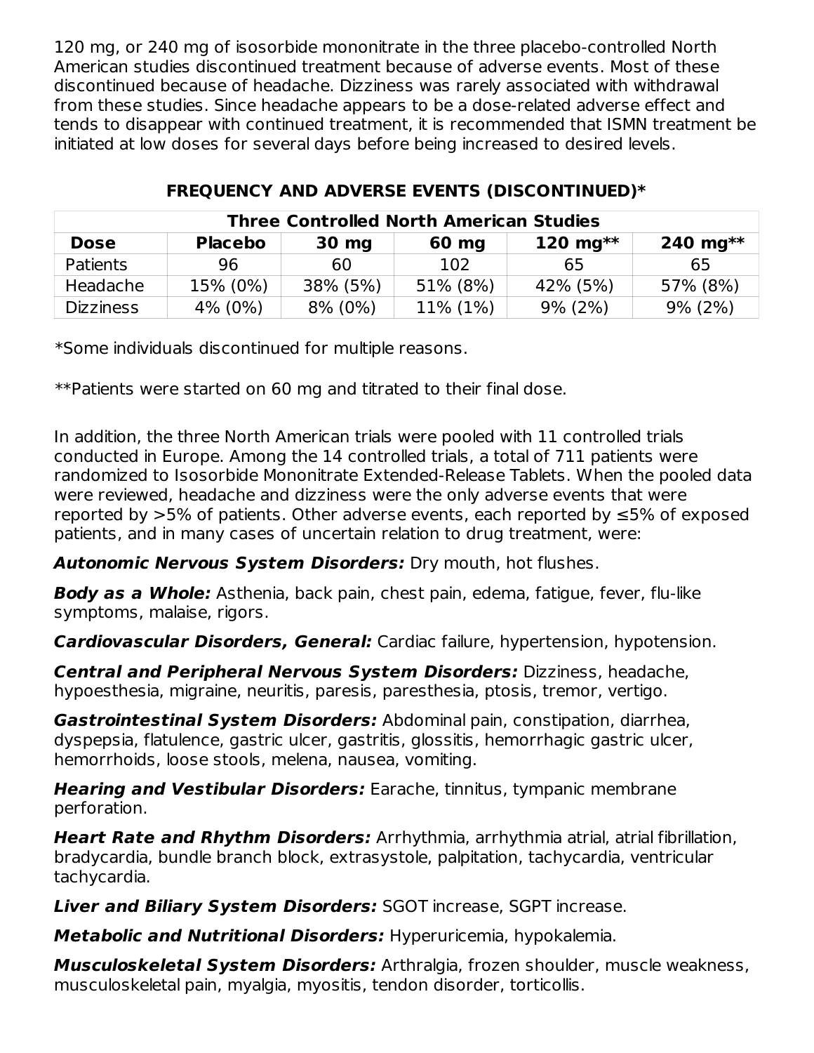120 mg, or 240 mg of isosorbide mononitrate in the three placebo-controlled North American studies discontinued treatment because of adverse events. Most of these discontinued because of headache. Dizziness was rarely associated with withdrawal from these studies. Since headache appears to be a dose-related adverse effect and tends to disappear with continued treatment, it is recommended that ISMN treatment be initiated at low doses for several days before being increased to desired levels.

**FREQUENCY AND ADVERSE EVENTS (DISCONTINUED)***

| Three Controlled North American Studies | | | | | |
|---|---|---|---|---|---|
| **Dose** | **Placebo** | **30 mg** | **60 mg** | **120 mg**** | **240 mg**** |
| Patients | 96 | 60 | 102 | 65 | 65 |
| Headache | 15% (0%) | 38% (5%) | 51% (8%) | 42% (5%) | 57% (8%) |
| Dizziness | 4% (0%) | 8% (0%) | 11% (1%) | 9% (2%) | 9% (2%) |

*Some individuals discontinued for multiple reasons.

**Patients were started on 60 mg and titrated to their final dose.

In addition, the three North American trials were pooled with 11 controlled trials conducted in Europe. Among the 14 controlled trials, a total of 711 patients were randomized to Isosorbide Mononitrate Extended-Release Tablets. When the pooled data were reviewed, headache and dizziness were the only adverse events that were reported by >5% of patients. Other adverse events, each reported by ≤5% of exposed patients, and in many cases of uncertain relation to drug treatment, were:

***Autonomic Nervous System Disorders:*** Dry mouth, hot flushes.

***Body as a Whole:*** Asthenia, back pain, chest pain, edema, fatigue, fever, flu-like symptoms, malaise, rigors.

***Cardiovascular Disorders, General:*** Cardiac failure, hypertension, hypotension.

***Central and Peripheral Nervous System Disorders:*** Dizziness, headache, hypoesthesia, migraine, neuritis, paresis, paresthesia, ptosis, tremor, vertigo.

***Gastrointestinal System Disorders:*** Abdominal pain, constipation, diarrhea, dyspepsia, flatulence, gastric ulcer, gastritis, glossitis, hemorrhagic gastric ulcer, hemorrhoids, loose stools, melena, nausea, vomiting.

***Hearing and Vestibular Disorders:*** Earache, tinnitus, tympanic membrane perforation.

***Heart Rate and Rhythm Disorders:*** Arrhythmia, arrhythmia atrial, atrial fibrillation, bradycardia, bundle branch block, extrasystole, palpitation, tachycardia, ventricular tachycardia.

***Liver and Biliary System Disorders:*** SGOT increase, SGPT increase.

***Metabolic and Nutritional Disorders:*** Hyperuricemia, hypokalemia.

***Musculoskeletal System Disorders:*** Arthralgia, frozen shoulder, muscle weakness, musculoskeletal pain, myalgia, myositis, tendon disorder, torticollis.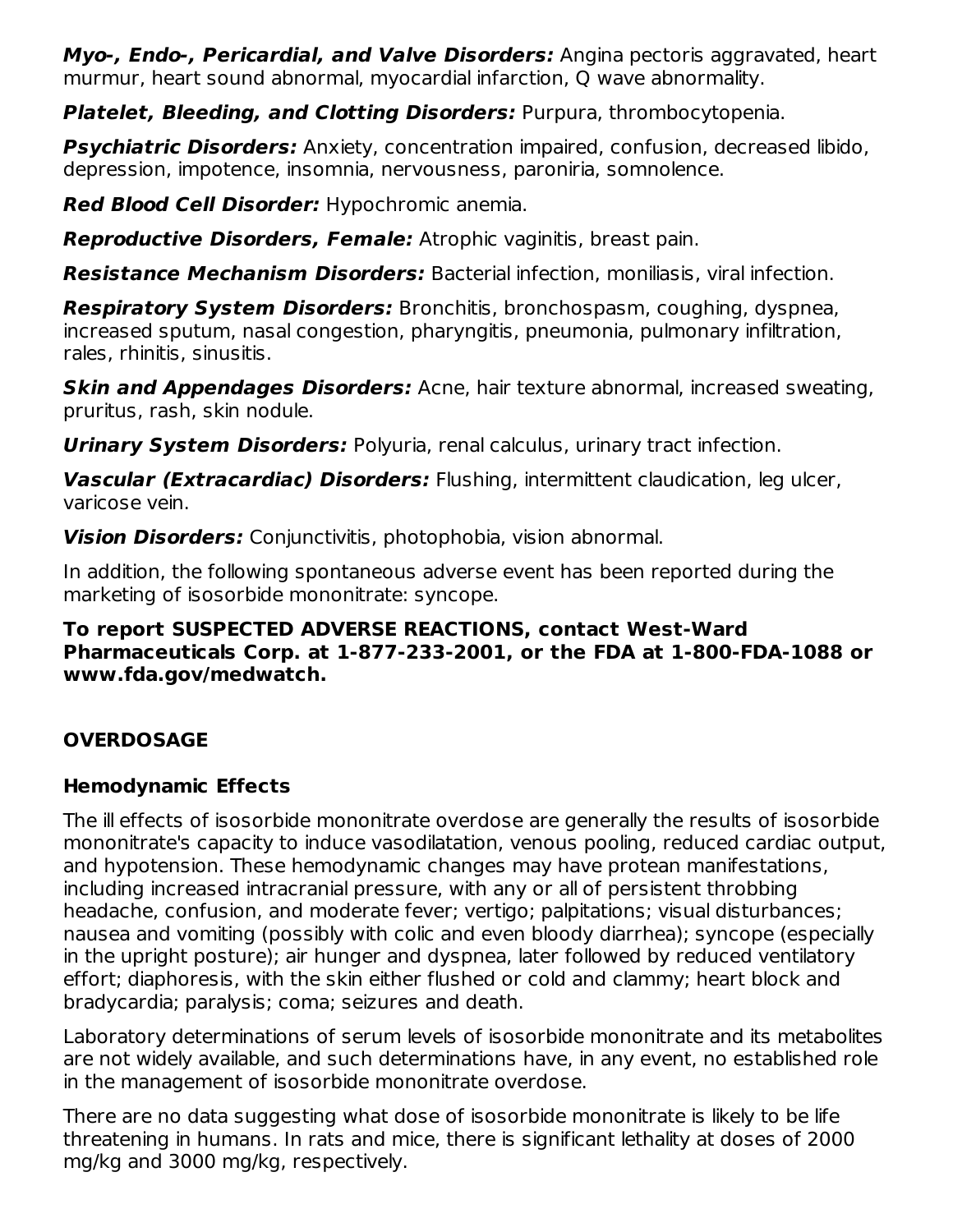***Myo-, Endo-, Pericardial, and Valve Disorders:*** Angina pectoris aggravated, heart murmur, heart sound abnormal, myocardial infarction, Q wave abnormality.

***Platelet, Bleeding, and Clotting Disorders:*** Purpura, thrombocytopenia.

***Psychiatric Disorders:*** Anxiety, concentration impaired, confusion, decreased libido, depression, impotence, insomnia, nervousness, paroniria, somnolence.

***Red Blood Cell Disorder:*** Hypochromic anemia.

***Reproductive Disorders, Female:*** Atrophic vaginitis, breast pain.

***Resistance Mechanism Disorders:*** Bacterial infection, moniliasis, viral infection.

***Respiratory System Disorders:*** Bronchitis, bronchospasm, coughing, dyspnea, increased sputum, nasal congestion, pharyngitis, pneumonia, pulmonary infiltration, rales, rhinitis, sinusitis.

***Skin and Appendages Disorders:*** Acne, hair texture abnormal, increased sweating, pruritus, rash, skin nodule.

***Urinary System Disorders:*** Polyuria, renal calculus, urinary tract infection.

***Vascular (Extracardiac) Disorders:*** Flushing, intermittent claudication, leg ulcer, varicose vein.

***Vision Disorders:*** Conjunctivitis, photophobia, vision abnormal.

In addition, the following spontaneous adverse event has been reported during the marketing of isosorbide mononitrate: syncope.

**To report SUSPECTED ADVERSE REACTIONS, contact West-Ward Pharmaceuticals Corp. at 1-877-233-2001, or the FDA at 1-800-FDA-1088 or www.fda.gov/medwatch.**

## OVERDOSAGE

### Hemodynamic Effects

The ill effects of isosorbide mononitrate overdose are generally the results of isosorbide mononitrate's capacity to induce vasodilatation, venous pooling, reduced cardiac output, and hypotension. These hemodynamic changes may have protean manifestations, including increased intracranial pressure, with any or all of persistent throbbing headache, confusion, and moderate fever; vertigo; palpitations; visual disturbances; nausea and vomiting (possibly with colic and even bloody diarrhea); syncope (especially in the upright posture); air hunger and dyspnea, later followed by reduced ventilatory effort; diaphoresis, with the skin either flushed or cold and clammy; heart block and bradycardia; paralysis; coma; seizures and death.

Laboratory determinations of serum levels of isosorbide mononitrate and its metabolites are not widely available, and such determinations have, in any event, no established role in the management of isosorbide mononitrate overdose.

There are no data suggesting what dose of isosorbide mononitrate is likely to be life threatening in humans. In rats and mice, there is significant lethality at doses of 2000 mg/kg and 3000 mg/kg, respectively.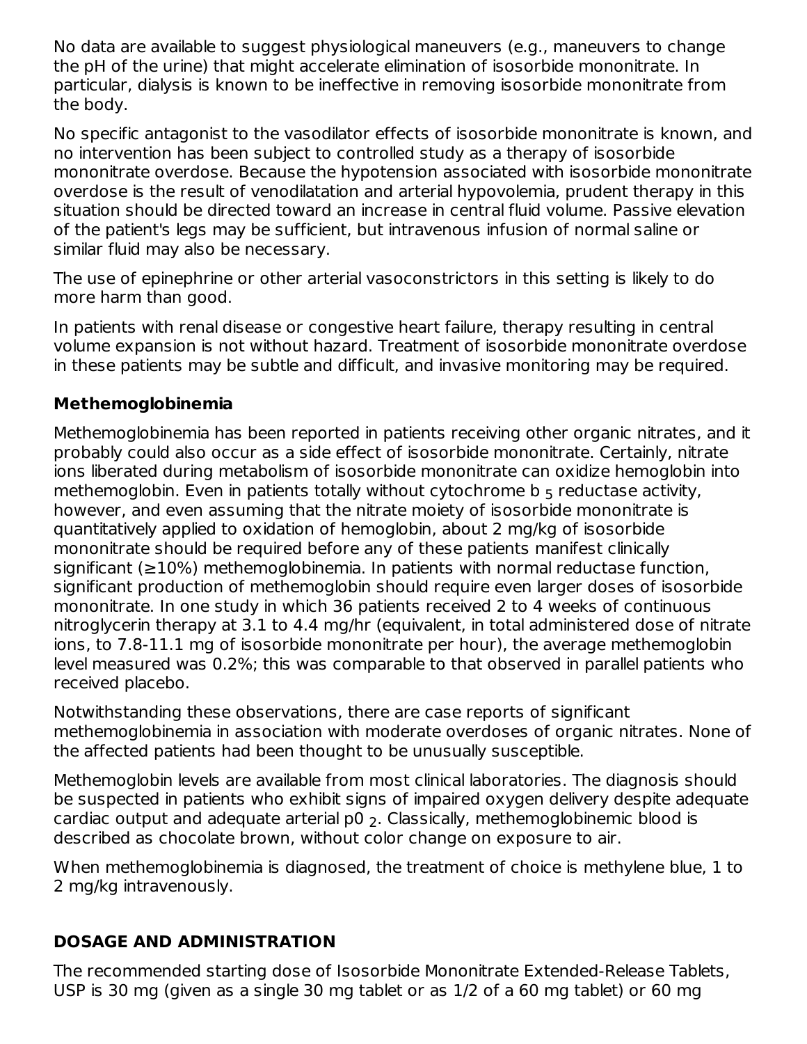No data are available to suggest physiological maneuvers (e.g., maneuvers to change the pH of the urine) that might accelerate elimination of isosorbide mononitrate. In particular, dialysis is known to be ineffective in removing isosorbide mononitrate from the body.

No specific antagonist to the vasodilator effects of isosorbide mononitrate is known, and no intervention has been subject to controlled study as a therapy of isosorbide mononitrate overdose. Because the hypotension associated with isosorbide mononitrate overdose is the result of venodilatation and arterial hypovolemia, prudent therapy in this situation should be directed toward an increase in central fluid volume. Passive elevation of the patient's legs may be sufficient, but intravenous infusion of normal saline or similar fluid may also be necessary.

The use of epinephrine or other arterial vasoconstrictors in this setting is likely to do more harm than good.

In patients with renal disease or congestive heart failure, therapy resulting in central volume expansion is not without hazard. Treatment of isosorbide mononitrate overdose in these patients may be subtle and difficult, and invasive monitoring may be required.

### Methemoglobinemia

Methemoglobinemia has been reported in patients receiving other organic nitrates, and it probably could also occur as a side effect of isosorbide mononitrate. Certainly, nitrate ions liberated during metabolism of isosorbide mononitrate can oxidize hemoglobin into methemoglobin. Even in patients totally without cytochrome $b_5$ reductase activity, however, and even assuming that the nitrate moiety of isosorbide mononitrate is quantitatively applied to oxidation of hemoglobin, about 2 mg/kg of isosorbide mononitrate should be required before any of these patients manifest clinically significant (≥10%) methemoglobinemia. In patients with normal reductase function, significant production of methemoglobin should require even larger doses of isosorbide mononitrate. In one study in which 36 patients received 2 to 4 weeks of continuous nitroglycerin therapy at 3.1 to 4.4 mg/hr (equivalent, in total administered dose of nitrate ions, to 7.8-11.1 mg of isosorbide mononitrate per hour), the average methemoglobin level measured was 0.2%; this was comparable to that observed in parallel patients who received placebo.

Notwithstanding these observations, there are case reports of significant methemoglobinemia in association with moderate overdoses of organic nitrates. None of the affected patients had been thought to be unusually susceptible.

Methemoglobin levels are available from most clinical laboratories. The diagnosis should be suspected in patients who exhibit signs of impaired oxygen delivery despite adequate cardiac output and adequate arterial $p0_2$. Classically, methemoglobinemic blood is described as chocolate brown, without color change on exposure to air.

When methemoglobinemia is diagnosed, the treatment of choice is methylene blue, 1 to 2 mg/kg intravenously.

## DOSAGE AND ADMINISTRATION

The recommended starting dose of Isosorbide Mononitrate Extended-Release Tablets, USP is 30 mg (given as a single 30 mg tablet or as 1/2 of a 60 mg tablet) or 60 mg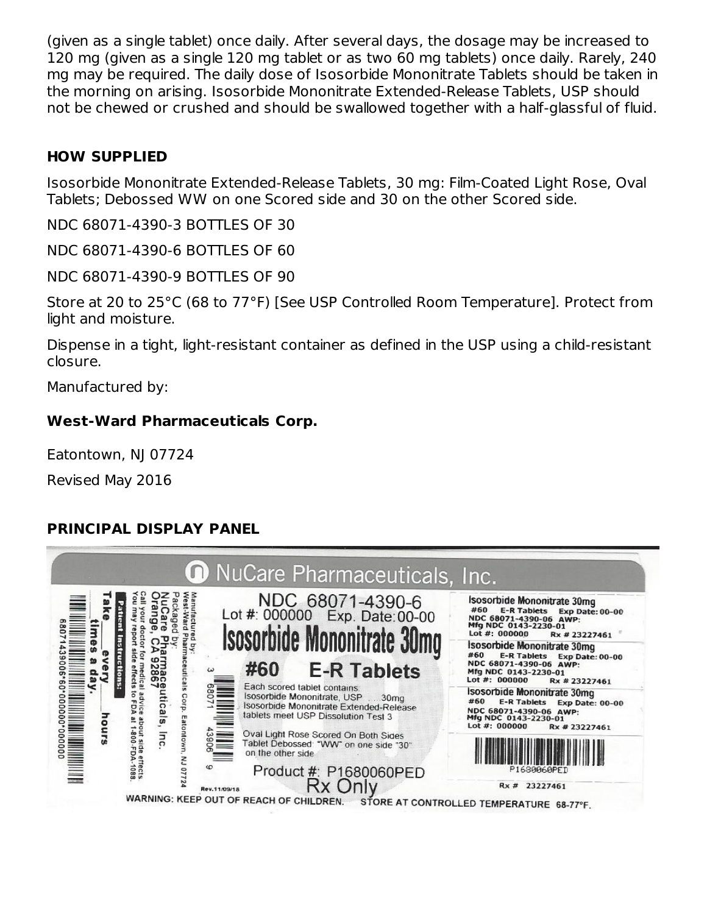(given as a single tablet) once daily. After several days, the dosage may be increased to 120 mg (given as a single 120 mg tablet or as two 60 mg tablets) once daily. Rarely, 240 mg may be required. The daily dose of Isosorbide Mononitrate Tablets should be taken in the morning on arising. Isosorbide Mononitrate Extended-Release Tablets, USP should not be chewed or crushed and should be swallowed together with a half-glassful of fluid.

## HOW SUPPLIED

Isosorbide Mononitrate Extended-Release Tablets, 30 mg: Film-Coated Light Rose, Oval Tablets; Debossed WW on one Scored side and 30 on the other Scored side.

NDC 68071-4390-3 BOTTLES OF 30

NDC 68071-4390-6 BOTTLES OF 60

NDC 68071-4390-9 BOTTLES OF 90

Store at 20 to 25°C (68 to 77°F) [See USP Controlled Room Temperature]. Protect from light and moisture.

Dispense in a tight, light-resistant container as defined in the USP using a child-resistant closure.

Manufactured by:

**West-Ward Pharmaceuticals Corp.**

Eatontown, NJ 07724

Revised May 2016

## PRINCIPAL DISPLAY PANEL

NuCare Pharmaceuticals, Inc.

NDC 68071-4390-6

Lot #: 000000 Exp. Date: 00-00

Isosorbide Mononitrate 30mg

#60 E-R Tablets

Each scored tablet contains:
Isosorbide Mononitrate, USP ... 30mg
Isosorbide Mononitrate Extended-Release tablets meet USP Dissolution Test 3

Oval Light Rose Scored On Both Sides
Tablet Debossed: "WW" on one side "30" on the other side

Product #: P1680060PED

Rx Only

Manufactured by: West-Ward Pharmaceuticals Corp. Eatontown, NJ 07724

Packaged by: NuCare Pharmaceuticals, Inc. Orange, CA 92867

Call your doctor for medical advice about side effects. You may report side effects to FDA at 1-800-FDA-1088.

Patient Instructions: Take ___ every ___ hours ___ times a day.

Rev.11/09/18

Isosorbide Mononitrate 30mg
#60 E-R Tablets Exp Date: 00-00
NDC 68071-4390-06 AWP:
Mfg NDC 0143-2230-01
Lot #: 000000 Rx # 23227461

Isosorbide Mononitrate 30mg
#60 E-R Tablets Exp Date: 00-00
NDC 68071-4390-06 AWP:
Mfg NDC 0143-2230-01
Lot #: 000000 Rx # 23227461

Isosorbide Mononitrate 30mg
#60 E-R Tablets Exp Date: 00-00
NDC 68071-4390-06 AWP:
Mfg NDC 0143-2230-01
Lot #: 000000 Rx # 23227461

P1680060PED

Rx # 23227461

WARNING: KEEP OUT OF REACH OF CHILDREN. STORE AT CONTROLLED TEMPERATURE 68-77°F.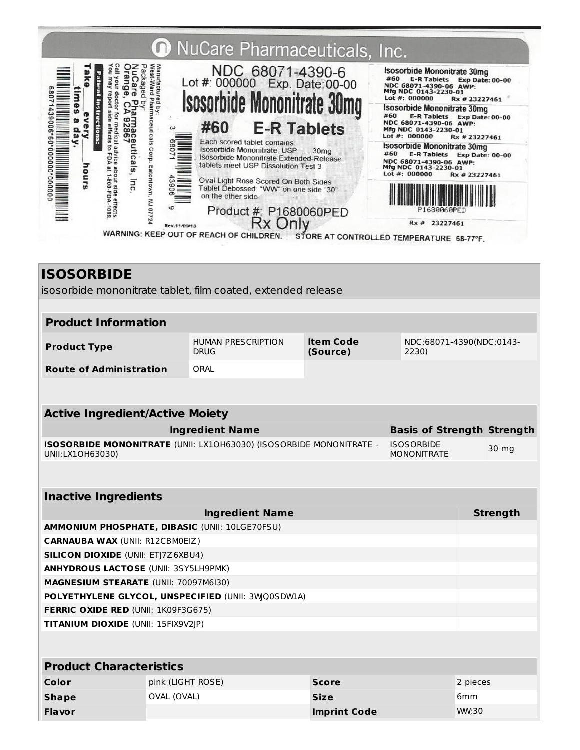NuCare Pharmaceuticals, Inc.

NDC 68071-4390-6
Lot #: 000000 Exp. Date: 00-00

**Isosorbide Mononitrate 30mg**

**#60 E-R Tablets**

Each scored tablet contains:
Isosorbide Mononitrate, USP ... 30mg
Isosorbide Mononitrate Extended-Release tablets meet USP Dissolution Test 3

Oval Light Rose Scored On Both Sides
Tablet Debossed: "WW" on one side "30" on the other side

Product #: P1680060PED
Rx Only

Manufactured by:
West-Ward Pharmaceuticals Corp. Eatontown, NJ 07724
Packaged by:
NuCare Pharmaceuticals, Inc.
Orange, CA 92867

Call your doctor for medical advice about side effects. You may report side effects to FDA at 1-800-FDA-1088.

**Patient Instructions:**
Take ___ every ___ hours
___ times a day.

3 68071 43906 9

68071439006*60*000000*000000

Rev.11/09/18

Isosorbide Mononitrate 30mg
#60 E-R Tablets Exp Date: 00-00
NDC 68071-4390-06 AWP:
Mfg NDC 0143-2230-01
Lot #: 000000 Rx # 23227461

Isosorbide Mononitrate 30mg
#60 E-R Tablets Exp Date: 00-00
NDC 68071-4390-06 AWP:
Mfg NDC 0143-2230-01
Lot #: 000000 Rx # 23227461

Isosorbide Mononitrate 30mg
#60 E-R Tablets Exp Date: 00-00
NDC 68071-4390-06 AWP:
Mfg NDC 0143-2230-01
Lot #: 000000 Rx # 23227461

P1680060PED

Rx # 23227461

WARNING: KEEP OUT OF REACH OF CHILDREN. STORE AT CONTROLLED TEMPERATURE 68-77°F.

# ISOSORBIDE

isosorbide mononitrate tablet, film coated, extended release

| Product Information | | | |
|---|---|---|---|
| **Product Type** | HUMAN PRESCRIPTION DRUG | **Item Code (Source)** | NDC:68071-4390(NDC:0143-2230) |
| **Route of Administration** | ORAL | | |

| Active Ingredient/Active Moiety | | |
|---|---|---|
| **Ingredient Name** | **Basis of Strength** | **Strength** |
| **ISOSORBIDE MONONITRATE** (UNII: LX1OH63030) (ISOSORBIDE MONONITRATE - UNII:LX1OH63030) | ISOSORBIDE MONONITRATE | 30 mg |

| Inactive Ingredients | |
|---|---|
| **Ingredient Name** | **Strength** |
| **AMMONIUM PHOSPHATE, DIBASIC** (UNII: 10LGE70FSU) | |
| **CARNAUBA WAX** (UNII: R12CBM0EIZ) | |
| **SILICON DIOXIDE** (UNII: ETJ7Z6XBU4) | |
| **ANHYDROUS LACTOSE** (UNII: 3SY5LH9PMK) | |
| **MAGNESIUM STEARATE** (UNII: 70097M6I30) | |
| **POLYETHYLENE GLYCOL, UNSPECIFIED** (UNII: 3WQ0SDW1A) | |
| **FERRIC OXIDE RED** (UNII: 1K09F3G675) | |
| **TITANIUM DIOXIDE** (UNII: 15FIX9V2JP) | |

| Product Characteristics | | | |
|---|---|---|---|
| **Color** | pink (LIGHT ROSE) | **Score** | 2 pieces |
| **Shape** | OVAL (OVAL) | **Size** | 6mm |
| **Flavor** | | **Imprint Code** | WW;30 |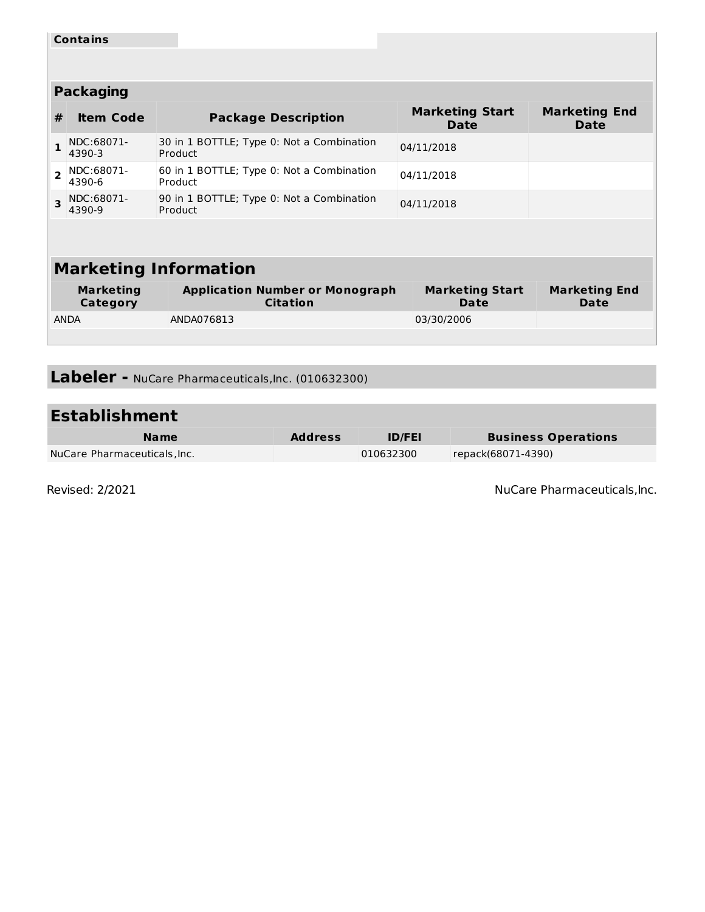| Contains | |
| --- | --- |

## Packaging

| # | Item Code | Package Description | Marketing Start Date | Marketing End Date |
| --- | --- | --- | --- | --- |
| 1 | NDC:68071-4390-3 | 30 in 1 BOTTLE; Type 0: Not a Combination Product | 04/11/2018 | |
| 2 | NDC:68071-4390-6 | 60 in 1 BOTTLE; Type 0: Not a Combination Product | 04/11/2018 | |
| 3 | NDC:68071-4390-9 | 90 in 1 BOTTLE; Type 0: Not a Combination Product | 04/11/2018 | |

## Marketing Information

| Marketing Category | Application Number or Monograph Citation | Marketing Start Date | Marketing End Date |
| --- | --- | --- | --- |
| ANDA | ANDA076813 | 03/30/2006 | |

## Labeler - NuCare Pharmaceuticals,Inc. (010632300)

## Establishment

| Name | Address | ID/FEI | Business Operations |
| --- | --- | --- | --- |
| NuCare Pharmaceuticals,Inc. | | 010632300 | repack(68071-4390) |

Revised: 2/2021

NuCare Pharmaceuticals,Inc.